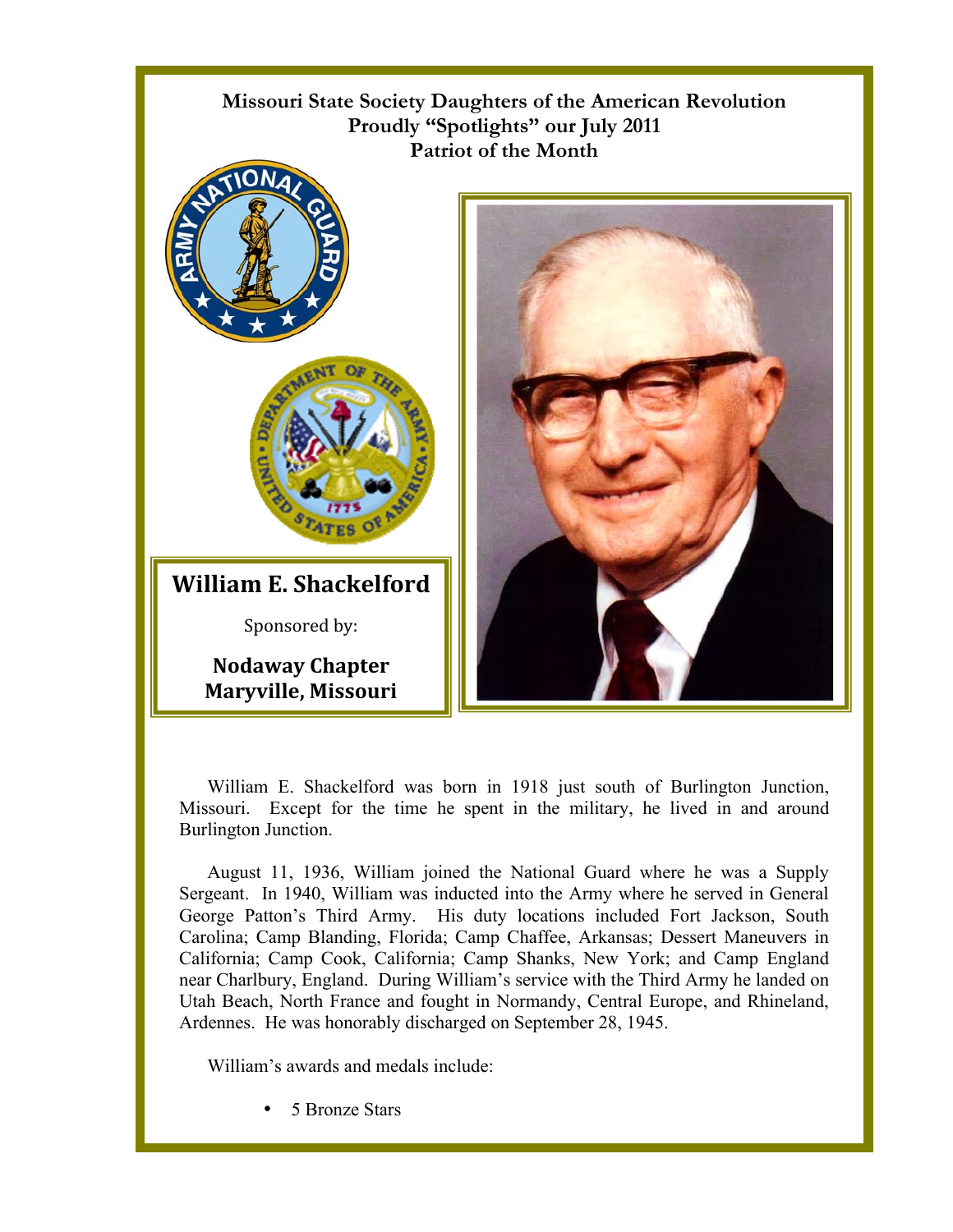**Missouri State Society Daughters of the American Revolution**
**Proudly "Spotlights" our July 2011**
**Patriot of the Month**

# William E. Shackelford

Sponsored by:

**Nodaway Chapter**
**Maryville, Missouri**

William E. Shackelford was born in 1918 just south of Burlington Junction, Missouri. Except for the time he spent in the military, he lived in and around Burlington Junction.

August 11, 1936, William joined the National Guard where he was a Supply Sergeant. In 1940, William was inducted into the Army where he served in General George Patton's Third Army. His duty locations included Fort Jackson, South Carolina; Camp Blanding, Florida; Camp Chaffee, Arkansas; Dessert Maneuvers in California; Camp Cook, California; Camp Shanks, New York; and Camp England near Charlbury, England. During William's service with the Third Army he landed on Utah Beach, North France and fought in Normandy, Central Europe, and Rhineland, Ardennes. He was honorably discharged on September 28, 1945.

William's awards and medals include:

- 5 Bronze Stars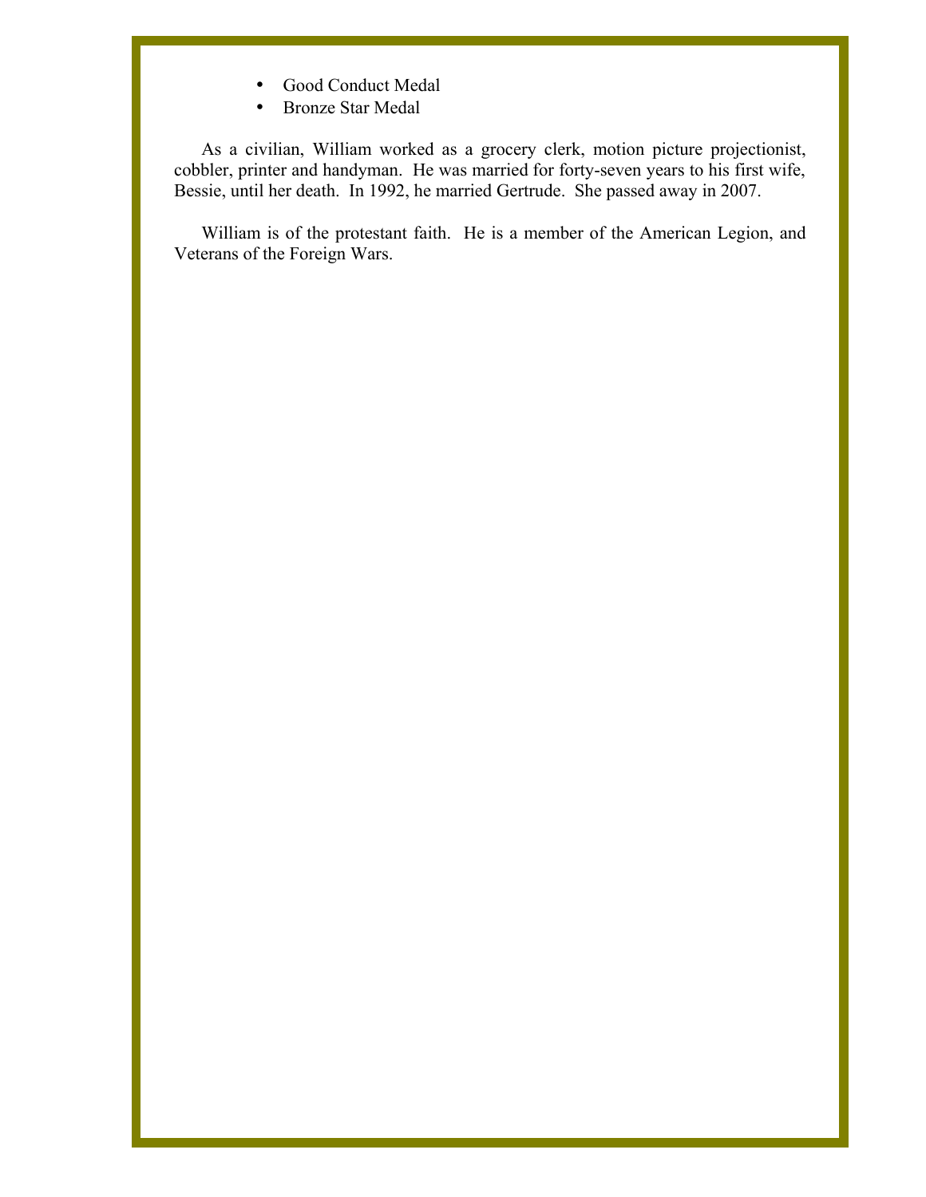- Good Conduct Medal
- Bronze Star Medal

As a civilian, William worked as a grocery clerk, motion picture projectionist, cobbler, printer and handyman. He was married for forty-seven years to his first wife, Bessie, until her death. In 1992, he married Gertrude. She passed away in 2007.

William is of the protestant faith. He is a member of the American Legion, and Veterans of the Foreign Wars.